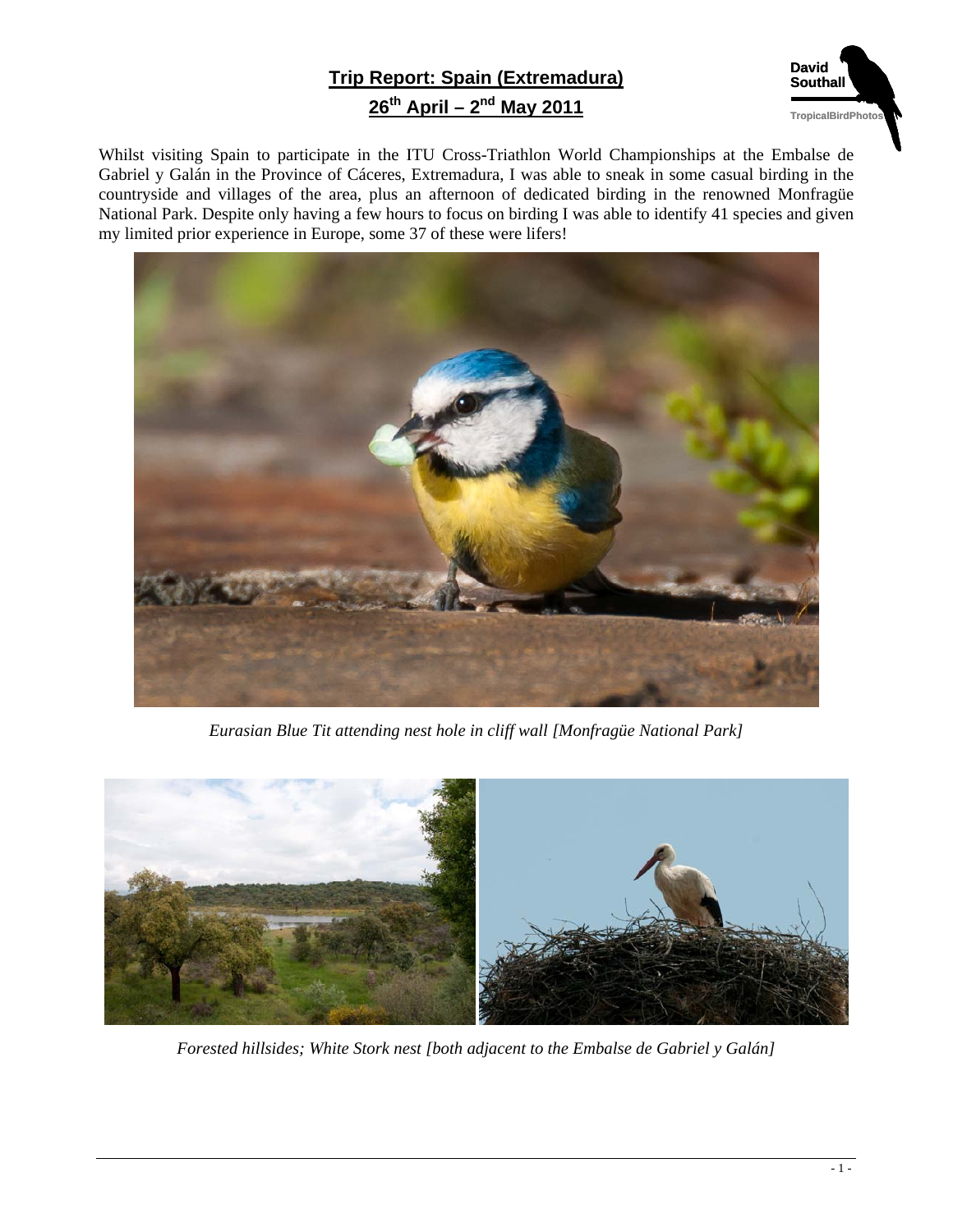# Trip Report: Spain (Extremadura)

## 26th April – 2nd May 2011

Whilst visiting Spain to participate in the ITU Cross-Triathlon World Championships at the Embalse de Gabriel y Galán in the Province of Cáceres, Extremadura, I was able to sneak in some casual birding in the countryside and villages of the area, plus an afternoon of dedicated birding in the renowned Monfragüe National Park. Despite only having a few hours to focus on birding I was able to identify 41 species and given my limited prior experience in Europe, some 37 of these were lifers!

*Eurasian Blue Tit attending nest hole in cliff wall [Monfragüe National Park]*

*Forested hillsides; White Stork nest [both adjacent to the Embalse de Gabriel y Galán]*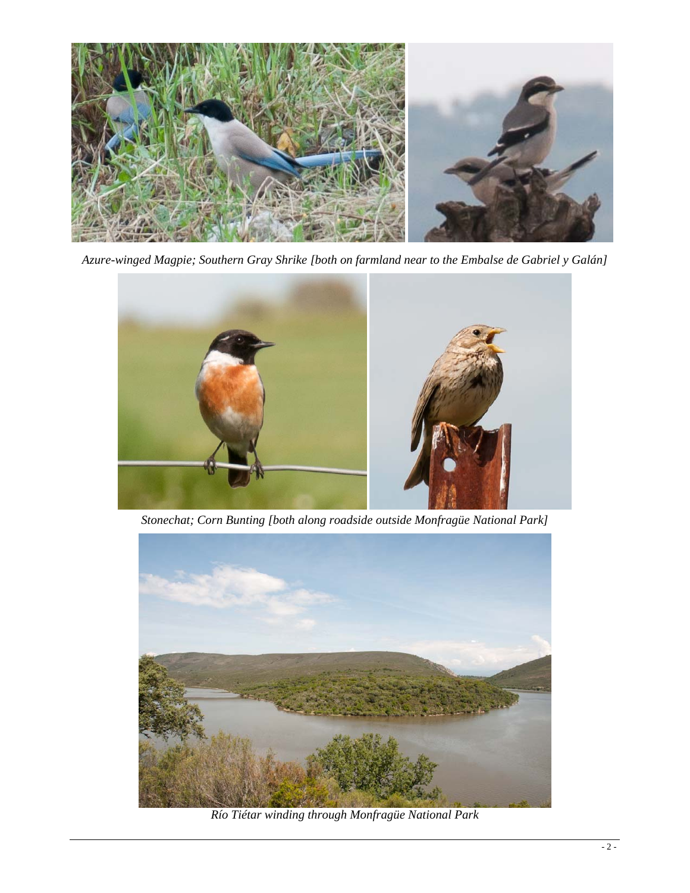*Azure-winged Magpie; Southern Gray Shrike [both on farmland near to the Embalse de Gabriel y Galán]*

*Stonechat; Corn Bunting [both along roadside outside Monfragüe National Park]*

*Río Tiétar winding through Monfragüe National Park*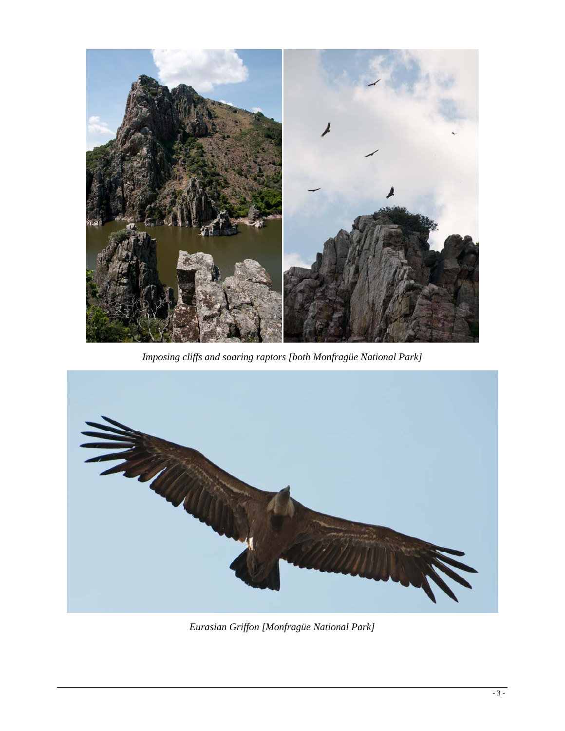*Imposing cliffs and soaring raptors [both Monfragüe National Park]*

*Eurasian Griffon [Monfragüe National Park]*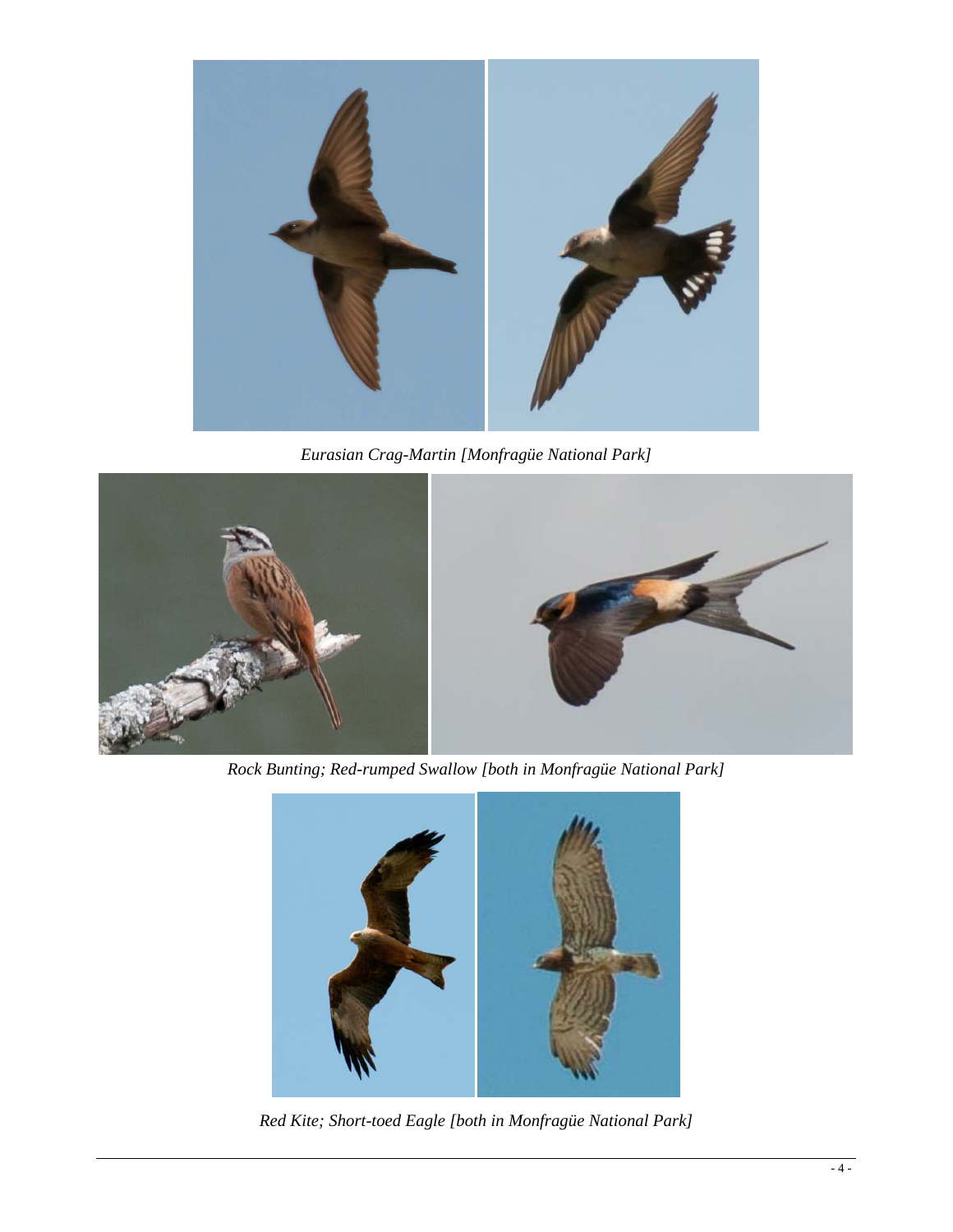*Eurasian Crag-Martin [Monfragüe National Park]*

*Rock Bunting; Red-rumped Swallow [both in Monfragüe National Park]*

*Red Kite; Short-toed Eagle [both in Monfragüe National Park]*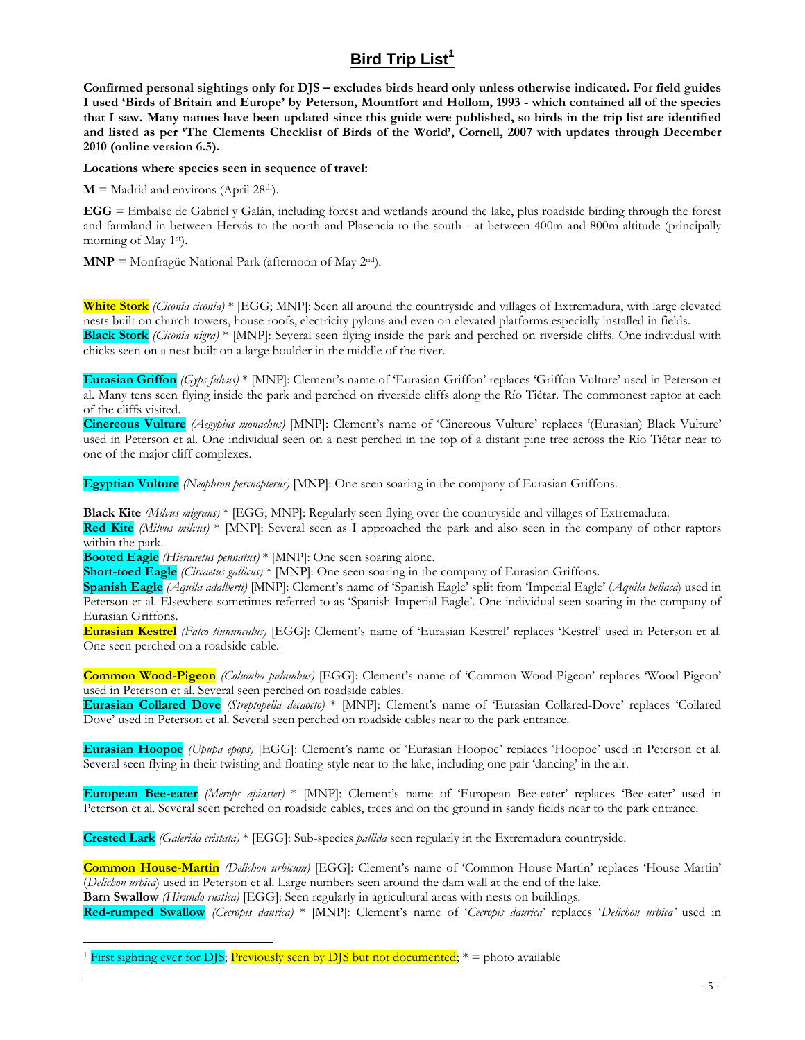## Bird Trip List[1]

**Confirmed personal sightings only for DJS – excludes birds heard only unless otherwise indicated. For field guides I used 'Birds of Britain and Europe' by Peterson, Mountfort and Hollom, 1993 - which contained all of the species that I saw. Many names have been updated since this guide were published, so birds in the trip list are identified and listed as per 'The Clements Checklist of Birds of the World', Cornell, 2007 with updates through December 2010 (online version 6.5).**

**Locations where species seen in sequence of travel:**

**M** = Madrid and environs (April 28th).

**EGG** = Embalse de Gabriel y Galán, including forest and wetlands around the lake, plus roadside birding through the forest and farmland in between Hervás to the north and Plasencia to the south - at between 400m and 800m altitude (principally morning of May 1st).

**MNP** = Monfragüe National Park (afternoon of May 2nd).

**White Stork** *(Ciconia ciconia)* * [EGG; MNP]: Seen all around the countryside and villages of Extremadura, with large elevated nests built on church towers, house roofs, electricity pylons and even on elevated platforms especially installed in fields.
**Black Stork** *(Ciconia nigra)* * [MNP]: Several seen flying inside the park and perched on riverside cliffs. One individual with chicks seen on a nest built on a large boulder in the middle of the river.

**Eurasian Griffon** *(Gyps fulvus)* * [MNP]: Clement's name of 'Eurasian Griffon' replaces 'Griffon Vulture' used in Peterson et al. Many tens seen flying inside the park and perched on riverside cliffs along the Río Tiétar. The commonest raptor at each of the cliffs visited.
**Cinereous Vulture** *(Aegypius monachus)* [MNP]: Clement's name of 'Cinereous Vulture' replaces '(Eurasian) Black Vulture' used in Peterson et al. One individual seen on a nest perched in the top of a distant pine tree across the Río Tiétar near to one of the major cliff complexes.

**Egyptian Vulture** *(Neophron percnopterus)* [MNP]: One seen soaring in the company of Eurasian Griffons.

**Black Kite** *(Milvus migrans)* * [EGG; MNP]: Regularly seen flying over the countryside and villages of Extremadura.
**Red Kite** *(Milvus milvus)* * [MNP]: Several seen as I approached the park and also seen in the company of other raptors within the park.
**Booted Eagle** *(Hieraaetus pennatus)* * [MNP]: One seen soaring alone.
**Short-toed Eagle** *(Circaetus gallicus)* * [MNP]: One seen soaring in the company of Eurasian Griffons.
**Spanish Eagle** *(Aquila adalberti)* [MNP]: Clement's name of 'Spanish Eagle' split from 'Imperial Eagle' (*Aquila heliaca*) used in Peterson et al. Elsewhere sometimes referred to as 'Spanish Imperial Eagle'. One individual seen soaring in the company of Eurasian Griffons.
**Eurasian Kestrel** *(Falco tinnunculus)* [EGG]: Clement's name of 'Eurasian Kestrel' replaces 'Kestrel' used in Peterson et al. One seen perched on a roadside cable.

**Common Wood-Pigeon** *(Columba palumbus)* [EGG]: Clement's name of 'Common Wood-Pigeon' replaces 'Wood Pigeon' used in Peterson et al. Several seen perched on roadside cables.
**Eurasian Collared Dove** *(Streptopelia decaocto)* * [MNP]: Clement's name of 'Eurasian Collared-Dove' replaces 'Collared Dove' used in Peterson et al. Several seen perched on roadside cables near to the park entrance.

**Eurasian Hoopoe** *(Upupa epops)* [EGG]: Clement's name of 'Eurasian Hoopoe' replaces 'Hoopoe' used in Peterson et al. Several seen flying in their twisting and floating style near to the lake, including one pair 'dancing' in the air.

**European Bee-eater** *(Merops apiaster)* * [MNP]: Clement's name of 'European Bee-eater' replaces 'Bee-eater' used in Peterson et al. Several seen perched on roadside cables, trees and on the ground in sandy fields near to the park entrance.

**Crested Lark** *(Galerida cristata)* * [EGG]: Sub-species *pallida* seen regularly in the Extremadura countryside.

**Common House-Martin** *(Delichon urbicum)* [EGG]: Clement's name of 'Common House-Martin' replaces 'House Martin' (*Delichon urbica*) used in Peterson et al. Large numbers seen around the dam wall at the end of the lake.
**Barn Swallow** *(Hirundo rustica)* [EGG]: Seen regularly in agricultural areas with nests on buildings.
**Red-rumped Swallow** *(Cecropis daurica)* * [MNP]: Clement's name of '*Cecropis daurica*' replaces '*Delichon urbica'* used in

---

[1] First sighting ever for DJS; Previously seen by DJS but not documented; * = photo available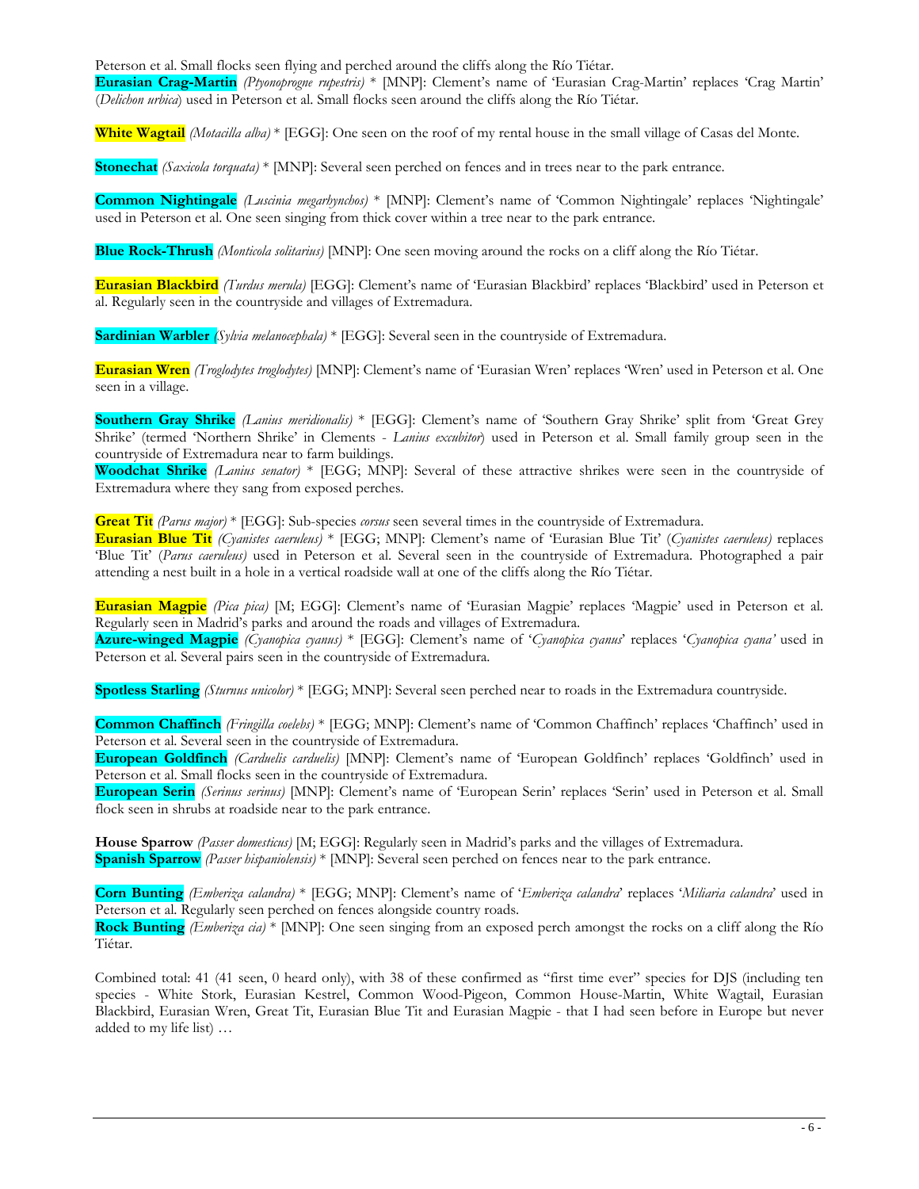Peterson et al. Small flocks seen flying and perched around the cliffs along the Río Tiétar.
**Eurasian Crag-Martin** *(Ptyonoprogne rupestris)* * [MNP]: Clement's name of 'Eurasian Crag-Martin' replaces 'Crag Martin' (*Delichon urbica*) used in Peterson et al. Small flocks seen around the cliffs along the Río Tiétar.

**White Wagtail** *(Motacilla alba)* * [EGG]: One seen on the roof of my rental house in the small village of Casas del Monte.

**Stonechat** *(Saxicola torquata)* * [MNP]: Several seen perched on fences and in trees near to the park entrance.

**Common Nightingale** *(Luscinia megarhynchos)* * [MNP]: Clement's name of 'Common Nightingale' replaces 'Nightingale' used in Peterson et al. One seen singing from thick cover within a tree near to the park entrance.

**Blue Rock-Thrush** *(Monticola solitarius)* [MNP]: One seen moving around the rocks on a cliff along the Río Tiétar.

**Eurasian Blackbird** *(Turdus merula)* [EGG]: Clement's name of 'Eurasian Blackbird' replaces 'Blackbird' used in Peterson et al. Regularly seen in the countryside and villages of Extremadura.

**Sardinian Warbler** *(Sylvia melanocephala)* * [EGG]: Several seen in the countryside of Extremadura.

**Eurasian Wren** *(Troglodytes troglodytes)* [MNP]: Clement's name of 'Eurasian Wren' replaces 'Wren' used in Peterson et al. One seen in a village.

**Southern Gray Shrike** *(Lanius meridionalis)* * [EGG]: Clement's name of 'Southern Gray Shrike' split from 'Great Grey Shrike' (termed 'Northern Shrike' in Clements - *Lanius excubitor*) used in Peterson et al. Small family group seen in the countryside of Extremadura near to farm buildings.
**Woodchat Shrike** *(Lanius senator)* * [EGG; MNP]: Several of these attractive shrikes were seen in the countryside of Extremadura where they sang from exposed perches.

**Great Tit** *(Parus major)* * [EGG]: Sub-species *corsus* seen several times in the countryside of Extremadura.
**Eurasian Blue Tit** *(Cyanistes caeruleus)* * [EGG; MNP]: Clement's name of 'Eurasian Blue Tit' (*Cyanistes caeruleus)* replaces 'Blue Tit' (*Parus caeruleus)* used in Peterson et al. Several seen in the countryside of Extremadura. Photographed a pair attending a nest built in a hole in a vertical roadside wall at one of the cliffs along the Río Tiétar.

**Eurasian Magpie** *(Pica pica)* [M; EGG]: Clement's name of 'Eurasian Magpie' replaces 'Magpie' used in Peterson et al. Regularly seen in Madrid's parks and around the roads and villages of Extremadura.
**Azure-winged Magpie** *(Cyanopica cyanus)* * [EGG]: Clement's name of '*Cyanopica cyanus*' replaces '*Cyanopica cyana'* used in Peterson et al. Several pairs seen in the countryside of Extremadura.

**Spotless Starling** *(Sturnus unicolor)* * [EGG; MNP]: Several seen perched near to roads in the Extremadura countryside.

**Common Chaffinch** *(Fringilla coelebs)* * [EGG; MNP]: Clement's name of 'Common Chaffinch' replaces 'Chaffinch' used in Peterson et al. Several seen in the countryside of Extremadura.
**European Goldfinch** *(Carduelis carduelis)* [MNP]: Clement's name of 'European Goldfinch' replaces 'Goldfinch' used in Peterson et al. Small flocks seen in the countryside of Extremadura.
**European Serin** *(Serinus serinus)* [MNP]: Clement's name of 'European Serin' replaces 'Serin' used in Peterson et al. Small flock seen in shrubs at roadside near to the park entrance.

**House Sparrow** *(Passer domesticus)* [M; EGG]: Regularly seen in Madrid's parks and the villages of Extremadura.
**Spanish Sparrow** *(Passer hispaniolensis)* * [MNP]: Several seen perched on fences near to the park entrance.

**Corn Bunting** *(Emberiza calandra)* * [EGG; MNP]: Clement's name of '*Emberiza calandra*' replaces '*Miliaria calandra*' used in Peterson et al. Regularly seen perched on fences alongside country roads.
**Rock Bunting** *(Emberiza cia)* * [MNP]: One seen singing from an exposed perch amongst the rocks on a cliff along the Río Tiétar.

Combined total: 41 (41 seen, 0 heard only), with 38 of these confirmed as "first time ever" species for DJS (including ten species - White Stork, Eurasian Kestrel, Common Wood-Pigeon, Common House-Martin, White Wagtail, Eurasian Blackbird, Eurasian Wren, Great Tit, Eurasian Blue Tit and Eurasian Magpie - that I had seen before in Europe but never added to my life list) …